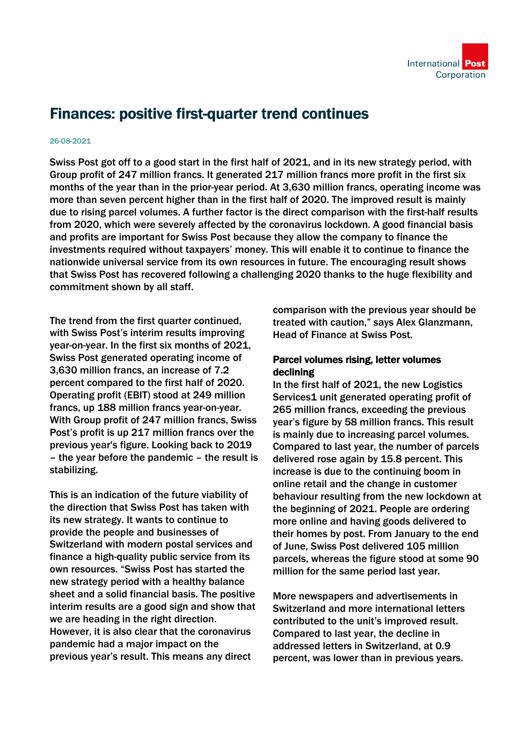# Finances: positive first-quarter trend continues

26-08-2021

Swiss Post got off to a good start in the first half of 2021, and in its new strategy period, with Group profit of 247 million francs. It generated 217 million francs more profit in the first six months of the year than in the prior-year period. At 3,630 million francs, operating income was more than seven percent higher than in the first half of 2020. The improved result is mainly due to rising parcel volumes. A further factor is the direct comparison with the first-half results from 2020, which were severely affected by the coronavirus lockdown. A good financial basis and profits are important for Swiss Post because they allow the company to finance the investments required without taxpayers' money. This will enable it to continue to finance the nationwide universal service from its own resources in future. The encouraging result shows that Swiss Post has recovered following a challenging 2020 thanks to the huge flexibility and commitment shown by all staff.

The trend from the first quarter continued, with Swiss Post's interim results improving year-on-year. In the first six months of 2021, Swiss Post generated operating income of 3,630 million francs, an increase of 7.2 percent compared to the first half of 2020. Operating profit (EBIT) stood at 249 million francs, up 188 million francs year-on-year. With Group profit of 247 million francs, Swiss Post's profit is up 217 million francs over the previous year's figure. Looking back to 2019 – the year before the pandemic – the result is stabilizing.

This is an indication of the future viability of the direction that Swiss Post has taken with its new strategy. It wants to continue to provide the people and businesses of Switzerland with modern postal services and finance a high-quality public service from its own resources. "Swiss Post has started the new strategy period with a healthy balance sheet and a solid financial basis. The positive interim results are a good sign and show that we are heading in the right direction. However, it is also clear that the coronavirus pandemic had a major impact on the previous year's result. This means any direct comparison with the previous year should be treated with caution," says Alex Glanzmann, Head of Finance at Swiss Post.

## Parcel volumes rising, letter volumes declining

In the first half of 2021, the new Logistics Services1 unit generated operating profit of 265 million francs, exceeding the previous year's figure by 58 million francs. This result is mainly due to increasing parcel volumes. Compared to last year, the number of parcels delivered rose again by 15.8 percent. This increase is due to the continuing boom in online retail and the change in customer behaviour resulting from the new lockdown at the beginning of 2021. People are ordering more online and having goods delivered to their homes by post. From January to the end of June, Swiss Post delivered 105 million parcels, whereas the figure stood at some 90 million for the same period last year.

More newspapers and advertisements in Switzerland and more international letters contributed to the unit's improved result. Compared to last year, the decline in addressed letters in Switzerland, at 0.9 percent, was lower than in previous years.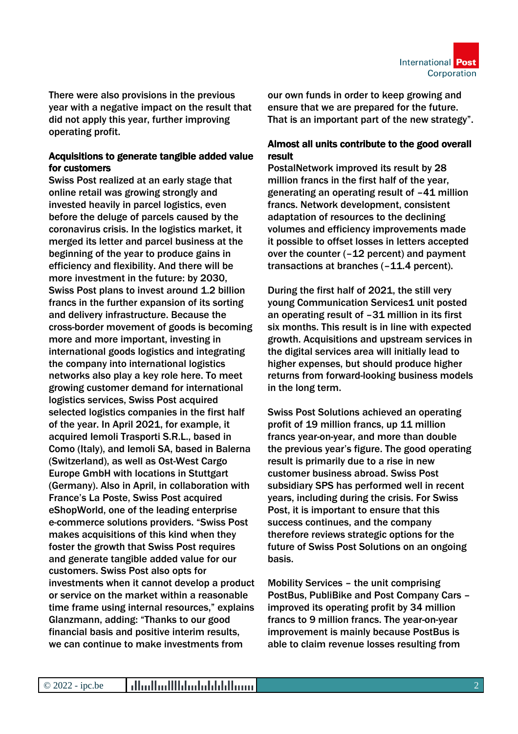There were also provisions in the previous year with a negative impact on the result that did not apply this year, further improving operating profit.

**Acquisitions to generate tangible added value for customers**

Swiss Post realized at an early stage that online retail was growing strongly and invested heavily in parcel logistics, even before the deluge of parcels caused by the coronavirus crisis. In the logistics market, it merged its letter and parcel business at the beginning of the year to produce gains in efficiency and flexibility. And there will be more investment in the future: by 2030, Swiss Post plans to invest around 1.2 billion francs in the further expansion of its sorting and delivery infrastructure. Because the cross-border movement of goods is becoming more and more important, investing in international goods logistics and integrating the company into international logistics networks also play a key role here. To meet growing customer demand for international logistics services, Swiss Post acquired selected logistics companies in the first half of the year. In April 2021, for example, it acquired Iemoli Trasporti S.R.L., based in Como (Italy), and Iemoli SA, based in Balerna (Switzerland), as well as Ost-West Cargo Europe GmbH with locations in Stuttgart (Germany). Also in April, in collaboration with France's La Poste, Swiss Post acquired eShopWorld, one of the leading enterprise e-commerce solutions providers. "Swiss Post makes acquisitions of this kind when they foster the growth that Swiss Post requires and generate tangible added value for our customers. Swiss Post also opts for investments when it cannot develop a product or service on the market within a reasonable time frame using internal resources," explains Glanzmann, adding: "Thanks to our good financial basis and positive interim results, we can continue to make investments from our own funds in order to keep growing and ensure that we are prepared for the future. That is an important part of the new strategy".

**Almost all units contribute to the good overall result**

PostalNetwork improved its result by 28 million francs in the first half of the year, generating an operating result of –41 million francs. Network development, consistent adaptation of resources to the declining volumes and efficiency improvements made it possible to offset losses in letters accepted over the counter (–12 percent) and payment transactions at branches (–11.4 percent).

During the first half of 2021, the still very young Communication Services1 unit posted an operating result of –31 million in its first six months. This result is in line with expected growth. Acquisitions and upstream services in the digital services area will initially lead to higher expenses, but should produce higher returns from forward-looking business models in the long term.

Swiss Post Solutions achieved an operating profit of 19 million francs, up 11 million francs year-on-year, and more than double the previous year's figure. The good operating result is primarily due to a rise in new customer business abroad. Swiss Post subsidiary SPS has performed well in recent years, including during the crisis. For Swiss Post, it is important to ensure that this success continues, and the company therefore reviews strategic options for the future of Swiss Post Solutions on an ongoing basis.

Mobility Services – the unit comprising PostBus, PubliBike and Post Company Cars – improved its operating profit by 34 million francs to 9 million francs. The year-on-year improvement is mainly because PostBus is able to claim revenue losses resulting from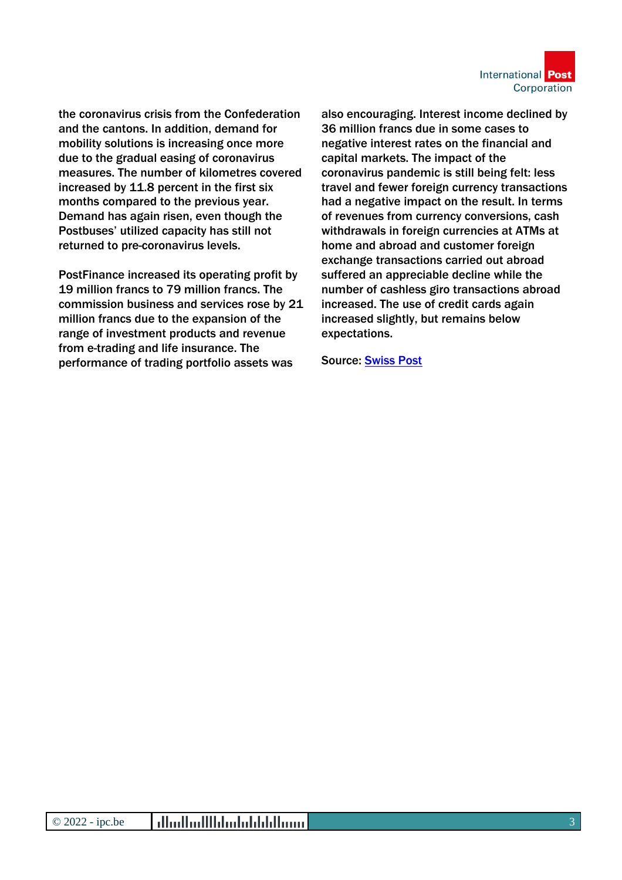the coronavirus crisis from the Confederation and the cantons. In addition, demand for mobility solutions is increasing once more due to the gradual easing of coronavirus measures. The number of kilometres covered increased by 11.8 percent in the first six months compared to the previous year. Demand has again risen, even though the Postbuses' utilized capacity has still not returned to pre-coronavirus levels.

PostFinance increased its operating profit by 19 million francs to 79 million francs. The commission business and services rose by 21 million francs due to the expansion of the range of investment products and revenue from e-trading and life insurance. The performance of trading portfolio assets was also encouraging. Interest income declined by 36 million francs due in some cases to negative interest rates on the financial and capital markets. The impact of the coronavirus pandemic is still being felt: less travel and fewer foreign currency transactions had a negative impact on the result. In terms of revenues from currency conversions, cash withdrawals in foreign currencies at ATMs at home and abroad and customer foreign exchange transactions carried out abroad suffered an appreciable decline while the number of cashless giro transactions abroad increased. The use of credit cards again increased slightly, but remains below expectations.

Source: [Swiss Post]